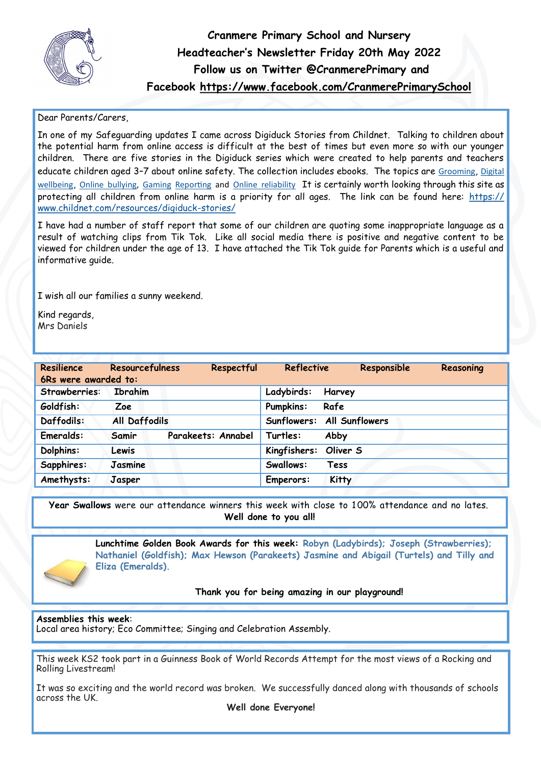# Cranmere Primary School and Nursery

## Headteacher's Newsletter Friday 20th May 2022

**Follow us on Twitter @CranmerePrimary and Facebook https://www.facebook.com/CranmerePrimarySchool**

Dear Parents/Carers,

In one of my Safeguarding updates I came across Digiduck Stories from Childnet. Talking to children about the potential harm from online access is difficult at the best of times but even more so with our younger children. There are five stories in the Digiduck series which were created to help parents and teachers educate children aged 3–7 about online safety. The collection includes ebooks. The topics are Grooming, Digital wellbeing, Online bullying, Gaming Reporting and Online reliability It is certainly worth looking through this site as protecting all children from online harm is a priority for all ages. The link can be found here: https://www.childnet.com/resources/digiduck-stories/

I have had a number of staff report that some of our children are quoting some inappropriate language as a result of watching clips from Tik Tok. Like all social media there is positive and negative content to be viewed for children under the age of 13. I have attached the Tik Tok guide for Parents which is a useful and informative guide.

I wish all our families a sunny weekend.

Kind regards,
Mrs Daniels

**Resilience | Resourcefulness | Respectful | Reflective | Responsible | Reasoning**

**6Rs were awarded to:**

| Class | Name | Class | Name |
|---|---|---|---|
| Strawberries: | Ibrahim | Ladybirds: | Harvey |
| Goldfish: | Zoe | Pumpkins: | Rafe |
| Daffodils: | All Daffodils | Sunflowers: | All Sunflowers |
| Emeralds: | Samir — Parakeets: Annabel | Turtles: | Abby |
| Dolphins: | Lewis | Kingfishers: | Oliver S |
| Sapphires: | Jasmine | Swallows: | Tess |
| Amethysts: | Jasper | Emperors: | Kitty |

**Year Swallows** were our attendance winners this week with close to 100% attendance and no lates.
**Well done to you all!**

**Lunchtime Golden Book Awards for this week: Robyn (Ladybirds); Joseph (Strawberries); Nathaniel (Goldfish); Max Hewson (Parakeets) Jasmine and Abigail (Turtels) and Tilly and Eliza (Emeralds).**

**Thank you for being amazing in our playground!**

**Assemblies this week**:
Local area history; Eco Committee; Singing and Celebration Assembly.

This week KS2 took part in a Guinness Book of World Records Attempt for the most views of a Rocking and Rolling Livestream!

It was so exciting and the world record was broken. We successfully danced along with thousands of schools across the UK.

**Well done Everyone!**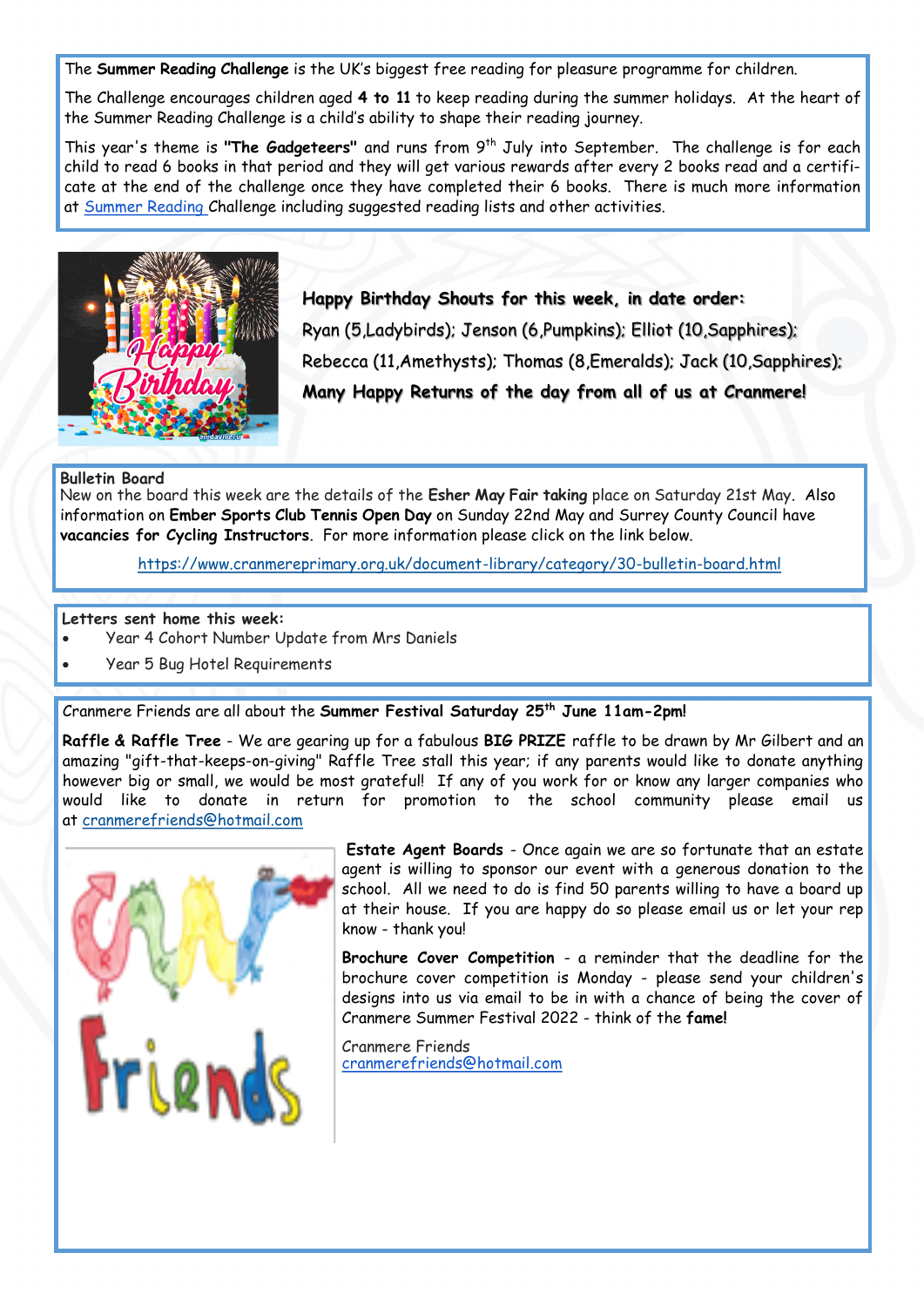The **Summer Reading Challenge** is the UK's biggest free reading for pleasure programme for children.

The Challenge encourages children aged **4 to 11** to keep reading during the summer holidays. At the heart of the Summer Reading Challenge is a child's ability to shape their reading journey.

This year's theme is **"The Gadgeteers"** and runs from 9th July into September. The challenge is for each child to read 6 books in that period and they will get various rewards after every 2 books read and a certificate at the end of the challenge once they have completed their 6 books. There is much more information at Summer Reading Challenge including suggested reading lists and other activities.

**Happy Birthday Shouts for this week, in date order:**

Ryan (5,Ladybirds); Jenson (6,Pumpkins); Elliot (10,Sapphires); Rebecca (11,Amethysts); Thomas (8,Emeralds); Jack (10,Sapphires);

**Many Happy Returns of the day from all of us at Cranmere!**

**Bulletin Board**

New on the board this week are the details of the **Esher May Fair taking** place on Saturday 21st May. Also information on **Ember Sports Club Tennis Open Day** on Sunday 22nd May and Surrey County Council have **vacancies for Cycling Instructors**. For more information please click on the link below.

https://www.cranmereprimary.org.uk/document-library/category/30-bulletin-board.html

**Letters sent home this week:**

- Year 4 Cohort Number Update from Mrs Daniels
- Year 5 Bug Hotel Requirements

Cranmere Friends are all about the **Summer Festival Saturday 25th June 11am-2pm!**

**Raffle & Raffle Tree** - We are gearing up for a fabulous **BIG PRIZE** raffle to be drawn by Mr Gilbert and an amazing "gift-that-keeps-on-giving" Raffle Tree stall this year; if any parents would like to donate anything however big or small, we would be most grateful! If any of you work for or know any larger companies who would like to donate in return for promotion to the school community please email us at cranmerefriends@hotmail.com

**Estate Agent Boards** - Once again we are so fortunate that an estate agent is willing to sponsor our event with a generous donation to the school. All we need to do is find 50 parents willing to have a board up at their house. If you are happy do so please email us or let your rep know - thank you!

**Brochure Cover Competition** - a reminder that the deadline for the brochure cover competition is Monday - please send your children's designs into us via email to be in with a chance of being the cover of Cranmere Summer Festival 2022 - think of the **fame!**

Cranmere Friends
cranmerefriends@hotmail.com